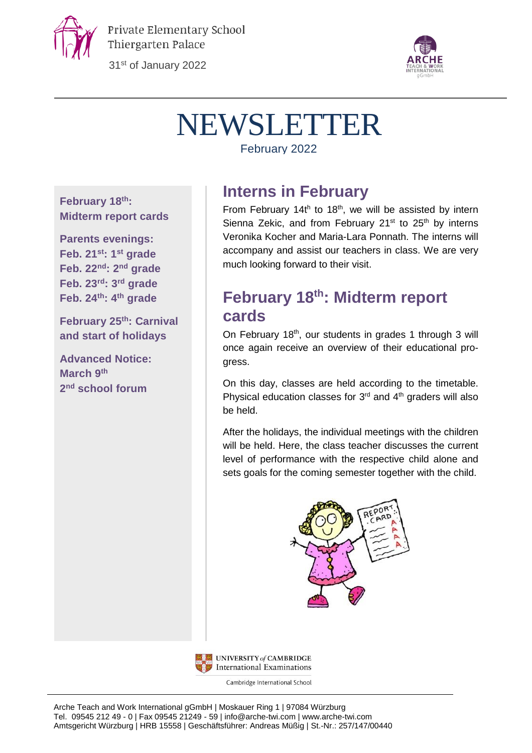Private Elementary School
Thiergarten Palace

31st of January 2022

# NEWSLETTER

February 2022

**February 18th: Midterm report cards**

**Parents evenings:**
**Feb. 21st: 1st grade**
**Feb. 22nd: 2nd grade**
**Feb. 23rd: 3rd grade**
**Feb. 24th: 4th grade**

**February 25th: Carnival and start of holidays**

**Advanced Notice:**
**March 9th**
**2nd school forum**

## Interns in February

From February 14th to 18th, we will be assisted by intern Sienna Zekic, and from February 21st to 25th by interns Veronika Kocher and Maria-Lara Ponnath. The interns will accompany and assist our teachers in class. We are very much looking forward to their visit.

## February 18th: Midterm report cards

On February 18th, our students in grades 1 through 3 will once again receive an overview of their educational progress.

On this day, classes are held according to the timetable. Physical education classes for 3rd and 4th graders will also be held.

After the holidays, the individual meetings with the children will be held. Here, the class teacher discusses the current level of performance with the respective child alone and sets goals for the coming semester together with the child.

UNIVERSITY of CAMBRIDGE International Examinations
Cambridge International School

Arche Teach and Work International gGmbH | Moskauer Ring 1 | 97084 Würzburg
Tel. 09545 212 49 - 0 | Fax 09545 21249 - 59 | info@arche-twi.com | www.arche-twi.com
Amtsgericht Würzburg | HRB 15558 | Geschäftsführer: Andreas Müßig | St.-Nr.: 257/147/00440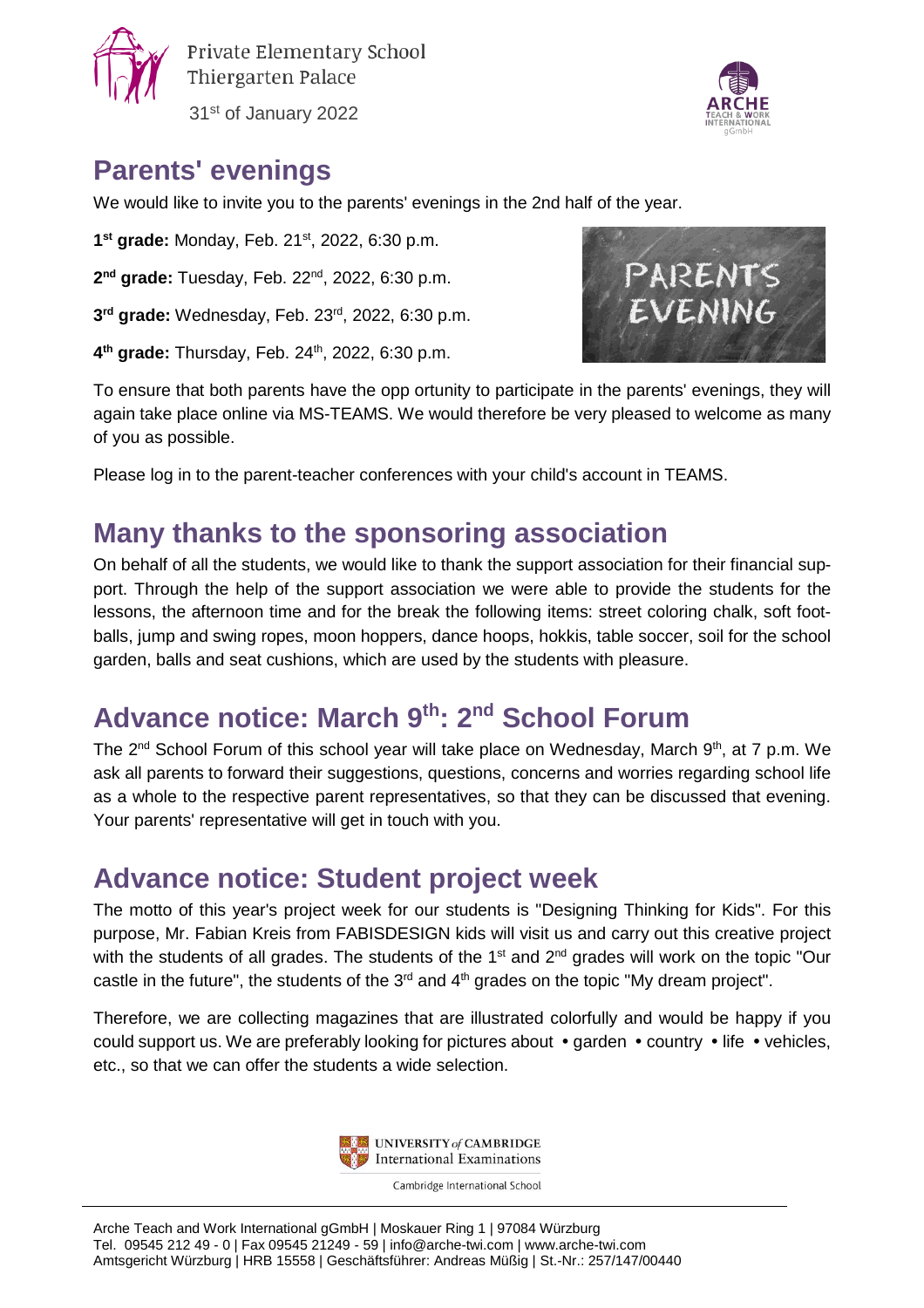Private Elementary School
Thiergarten Palace

31st of January 2022

## Parents' evenings

We would like to invite you to the parents' evenings in the 2nd half of the year.

**1st grade:** Monday, Feb. 21st, 2022, 6:30 p.m.

**2nd grade:** Tuesday, Feb. 22nd, 2022, 6:30 p.m.

**3rd grade:** Wednesday, Feb. 23rd, 2022, 6:30 p.m.

**4th grade:** Thursday, Feb. 24th, 2022, 6:30 p.m.

To ensure that both parents have the opp ortunity to participate in the parents' evenings, they will again take place online via MS-TEAMS. We would therefore be very pleased to welcome as many of you as possible.

Please log in to the parent-teacher conferences with your child's account in TEAMS.

## Many thanks to the sponsoring association

On behalf of all the students, we would like to thank the support association for their financial support. Through the help of the support association we were able to provide the students for the lessons, the afternoon time and for the break the following items: street coloring chalk, soft footballs, jump and swing ropes, moon hoppers, dance hoops, hokkis, table soccer, soil for the school garden, balls and seat cushions, which are used by the students with pleasure.

## Advance notice: March 9th: 2nd School Forum

The 2nd School Forum of this school year will take place on Wednesday, March 9th, at 7 p.m. We ask all parents to forward their suggestions, questions, concerns and worries regarding school life as a whole to the respective parent representatives, so that they can be discussed that evening. Your parents' representative will get in touch with you.

## Advance notice: Student project week

The motto of this year's project week for our students is "Designing Thinking for Kids". For this purpose, Mr. Fabian Kreis from FABISDESIGN kids will visit us and carry out this creative project with the students of all grades. The students of the 1st and 2nd grades will work on the topic "Our castle in the future", the students of the 3rd and 4th grades on the topic "My dream project".

Therefore, we are collecting magazines that are illustrated colorfully and would be happy if you could support us. We are preferably looking for pictures about • garden • country • life • vehicles, etc., so that we can offer the students a wide selection.

UNIVERSITY of CAMBRIDGE International Examinations

Cambridge International School

Arche Teach and Work International gGmbH | Moskauer Ring 1 | 97084 Würzburg
Tel. 09545 212 49 - 0 | Fax 09545 21249 - 59 | info@arche-twi.com | www.arche-twi.com
Amtsgericht Würzburg | HRB 15558 | Geschäftsführer: Andreas Müßig | St.-Nr.: 257/147/00440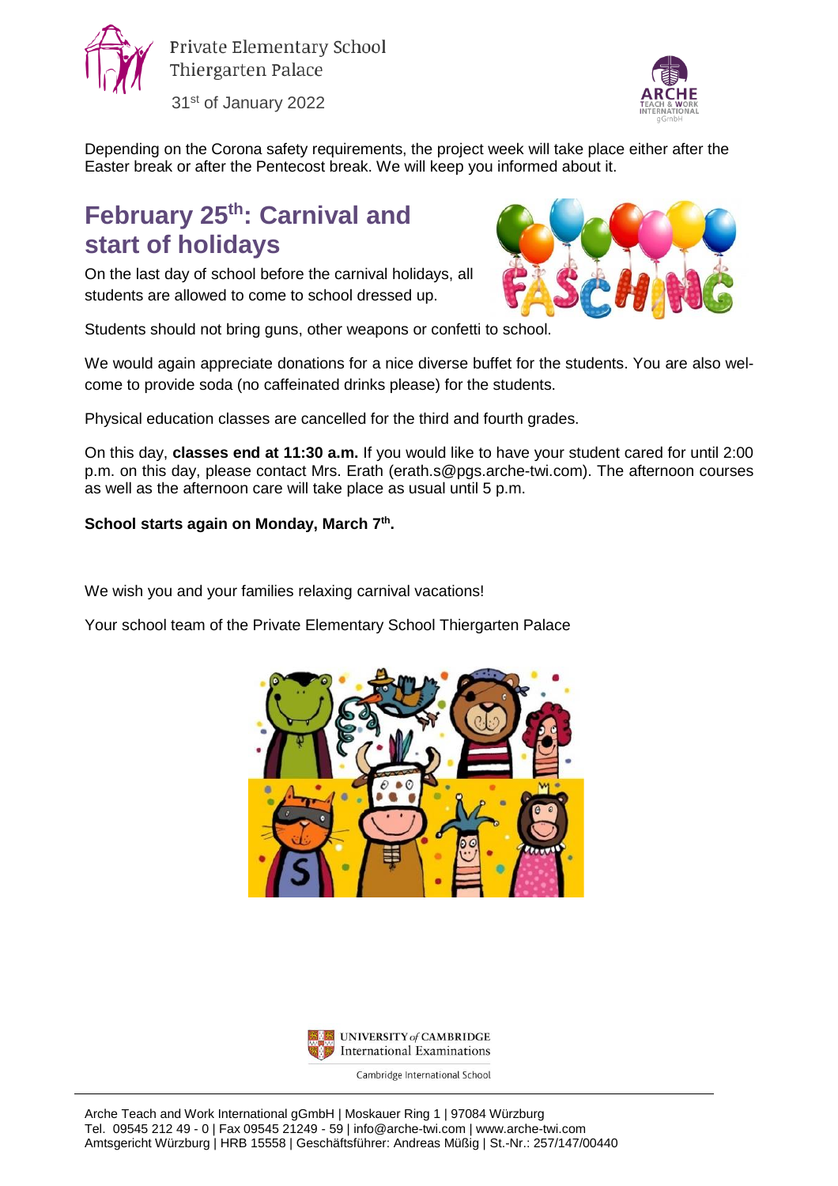Depending on the Corona safety requirements, the project week will take place either after the Easter break or after the Pentecost break. We will keep you informed about it.

## February 25th: Carnival and start of holidays

On the last day of school before the carnival holidays, all students are allowed to come to school dressed up.

Students should not bring guns, other weapons or confetti to school.

We would again appreciate donations for a nice diverse buffet for the students. You are also welcome to provide soda (no caffeinated drinks please) for the students.

Physical education classes are cancelled for the third and fourth grades.

On this day, **classes end at 11:30 a.m.** If you would like to have your student cared for until 2:00 p.m. on this day, please contact Mrs. Erath (erath.s@pgs.arche-twi.com). The afternoon courses as well as the afternoon care will take place as usual until 5 p.m.

**School starts again on Monday, March 7th.**

We wish you and your families relaxing carnival vacations!

Your school team of the Private Elementary School Thiergarten Palace